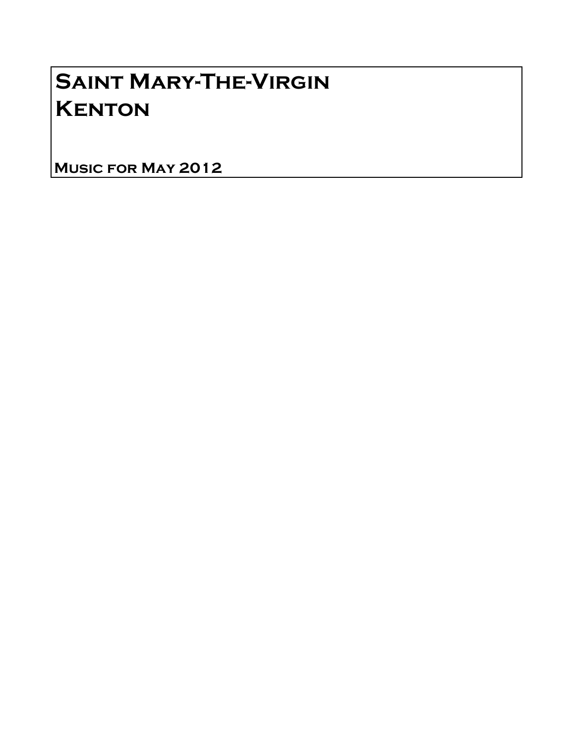# Saint Mary-The-Virgin
# Kenton

**Music for May 2012**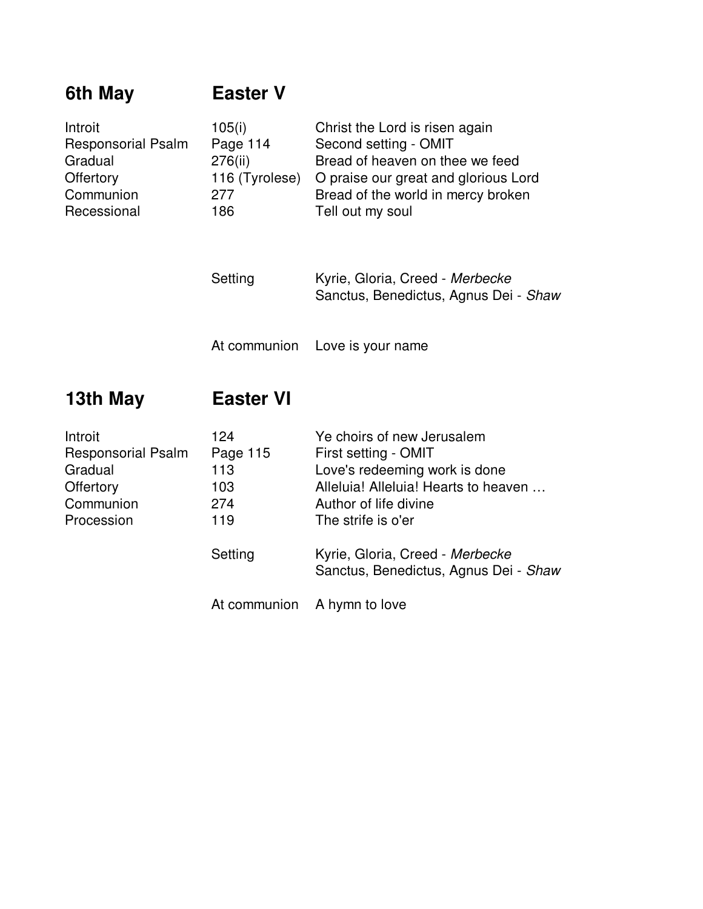## 6th May — Easter V

| | | |
|---|---|---|
| Introit | 105(i) | Christ the Lord is risen again |
| Responsorial Psalm | Page 114 | Second setting - OMIT |
| Gradual | 276(ii) | Bread of heaven on thee we feed |
| Offertory | 116 (Tyrolese) | O praise our great and glorious Lord |
| Communion | 277 | Bread of the world in mercy broken |
| Recessional | 186 | Tell out my soul |

| | |
|---|---|
| Setting | Kyrie, Gloria, Creed - *Merbecke*<br>Sanctus, Benedictus, Agnus Dei - *Shaw* |
| At communion | Love is your name |

## 13th May — Easter VI

| | | |
|---|---|---|
| Introit | 124 | Ye choirs of new Jerusalem |
| Responsorial Psalm | Page 115 | First setting - OMIT |
| Gradual | 113 | Love's redeeming work is done |
| Offertory | 103 | Alleluia! Alleluia! Hearts to heaven … |
| Communion | 274 | Author of life divine |
| Procession | 119 | The strife is o'er |

| | |
|---|---|
| Setting | Kyrie, Gloria, Creed - *Merbecke*<br>Sanctus, Benedictus, Agnus Dei - *Shaw* |
| At communion | A hymn to love |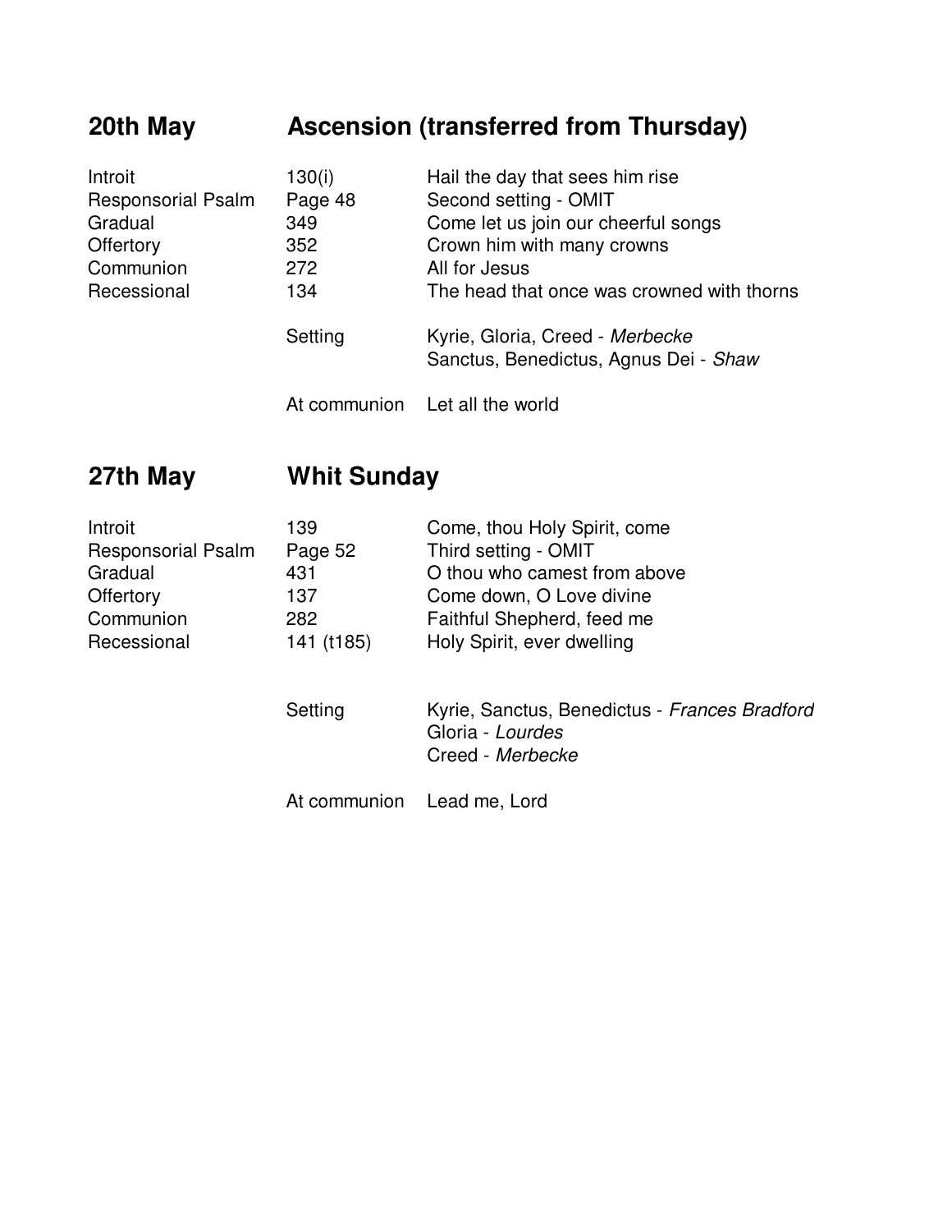## 20th May — Ascension (transferred from Thursday)

| | | |
|---|---|---|
| Introit | 130(i) | Hail the day that sees him rise |
| Responsorial Psalm | Page 48 | Second setting - OMIT |
| Gradual | 349 | Come let us join our cheerful songs |
| Offertory | 352 | Crown him with many crowns |
| Communion | 272 | All for Jesus |
| Recessional | 134 | The head that once was crowned with thorns |
| | Setting | Kyrie, Gloria, Creed - *Merbecke*<br>Sanctus, Benedictus, Agnus Dei - *Shaw* |
| | At communion | Let all the world |

## 27th May — Whit Sunday

| | | |
|---|---|---|
| Introit | 139 | Come, thou Holy Spirit, come |
| Responsorial Psalm | Page 52 | Third setting - OMIT |
| Gradual | 431 | O thou who camest from above |
| Offertory | 137 | Come down, O Love divine |
| Communion | 282 | Faithful Shepherd, feed me |
| Recessional | 141 (t185) | Holy Spirit, ever dwelling |
| | Setting | Kyrie, Sanctus, Benedictus - *Frances Bradford*<br>Gloria - *Lourdes*<br>Creed - *Merbecke* |
| | At communion | Lead me, Lord |